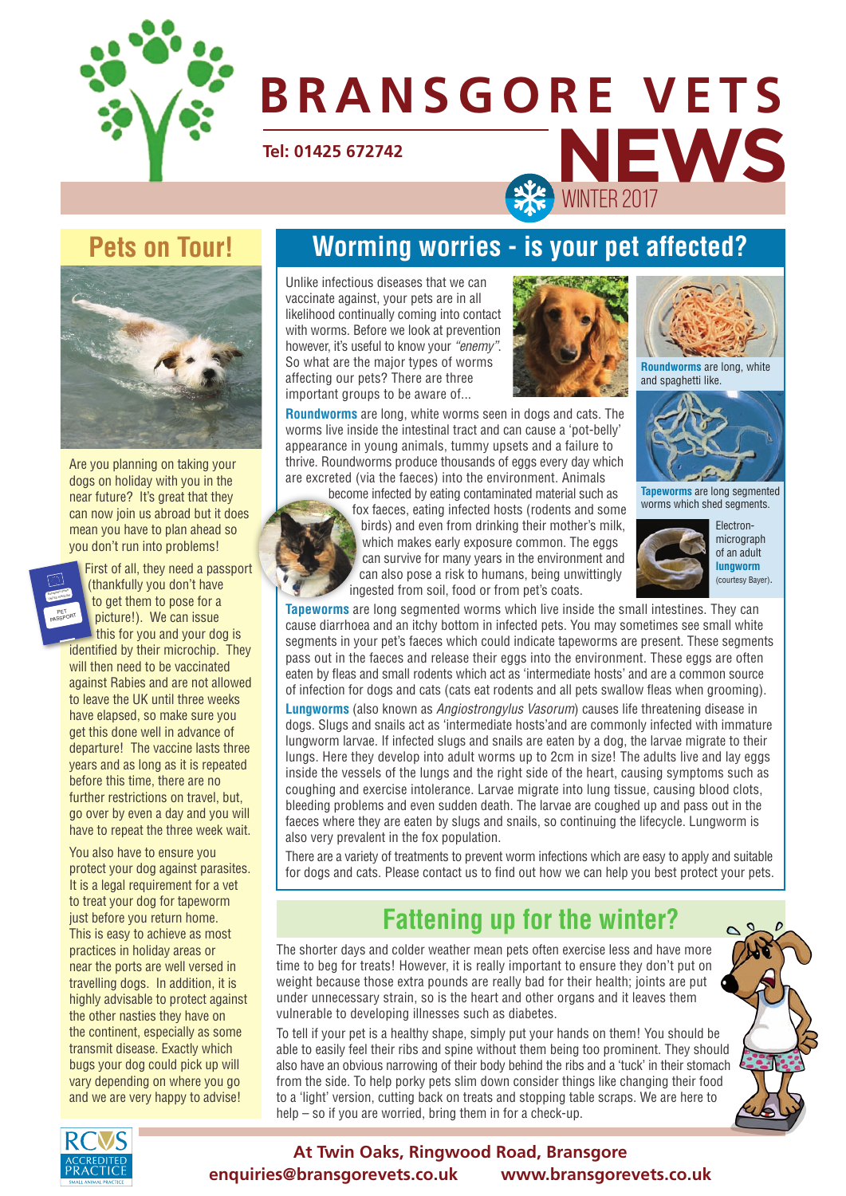# BRANSGORE VETS NEWS

**Tel: 01425 672742**

WINTER 2017

## Pets on Tour!

Are you planning on taking your dogs on holiday with you in the near future? It's great that they can now join us abroad but it does mean you have to plan ahead so you don't run into problems!

First of all, they need a passport (thankfully you don't have to get them to pose for a picture!). We can issue this for you and your dog is identified by their microchip. They will then need to be vaccinated against Rabies and are not allowed to leave the UK until three weeks have elapsed, so make sure you get this done well in advance of departure! The vaccine lasts three years and as long as it is repeated before this time, there are no further restrictions on travel, but, go over by even a day and you will have to repeat the three week wait.

You also have to ensure you protect your dog against parasites. It is a legal requirement for a vet to treat your dog for tapeworm just before you return home. This is easy to achieve as most practices in holiday areas or near the ports are well versed in travelling dogs. In addition, it is highly advisable to protect against the other nasties they have on the continent, especially as some transmit disease. Exactly which bugs your dog could pick up will vary depending on where you go and we are very happy to advise!

## Worming worries - is your pet affected?

Unlike infectious diseases that we can vaccinate against, your pets are in all likelihood continually coming into contact with worms. Before we look at prevention however, it's useful to know your *"enemy"*. So what are the major types of worms affecting our pets? There are three important groups to be aware of...

**Roundworms** are long, white worms seen in dogs and cats. The worms live inside the intestinal tract and can cause a 'pot-belly' appearance in young animals, tummy upsets and a failure to thrive. Roundworms produce thousands of eggs every day which are excreted (via the faeces) into the environment. Animals become infected by eating contaminated material such as fox faeces, eating infected hosts (rodents and some birds) and even from drinking their mother's milk, which makes early exposure common. The eggs can survive for many years in the environment and can also pose a risk to humans, being unwittingly ingested from soil, food or from pet's coats.

**Tapeworms** are long segmented worms which live inside the small intestines. They can cause diarrhoea and an itchy bottom in infected pets. You may sometimes see small white segments in your pet's faeces which could indicate tapeworms are present. These segments pass out in the faeces and release their eggs into the environment. These eggs are often eaten by fleas and small rodents which act as 'intermediate hosts' and are a common source of infection for dogs and cats (cats eat rodents and all pets swallow fleas when grooming).

**Lungworms** (also known as *Angiostrongylus Vasorum*) causes life threatening disease in dogs. Slugs and snails act as 'intermediate hosts'and are commonly infected with immature lungworm larvae. If infected slugs and snails are eaten by a dog, the larvae migrate to their lungs. Here they develop into adult worms up to 2cm in size! The adults live and lay eggs inside the vessels of the lungs and the right side of the heart, causing symptoms such as coughing and exercise intolerance. Larvae migrate into lung tissue, causing blood clots, bleeding problems and even sudden death. The larvae are coughed up and pass out in the faeces where they are eaten by slugs and snails, so continuing the lifecycle. Lungworm is also very prevalent in the fox population.

There are a variety of treatments to prevent worm infections which are easy to apply and suitable for dogs and cats. Please contact us to find out how we can help you best protect your pets.

**Roundworms** are long, white and spaghetti like.

**Tapeworms** are long segmented worms which shed segments.

Electron-micrograph of an adult **lungworm** (courtesy Bayer).

## Fattening up for the winter?

The shorter days and colder weather mean pets often exercise less and have more time to beg for treats! However, it is really important to ensure they don't put on weight because those extra pounds are really bad for their health; joints are put under unnecessary strain, so is the heart and other organs and it leaves them vulnerable to developing illnesses such as diabetes.

To tell if your pet is a healthy shape, simply put your hands on them! You should be able to easily feel their ribs and spine without them being too prominent. They should also have an obvious narrowing of their body behind the ribs and a 'tuck' in their stomach from the side. To help porky pets slim down consider things like changing their food to a 'light' version, cutting back on treats and stopping table scraps. We are here to help – so if you are worried, bring them in for a check-up.

**At Twin Oaks, Ringwood Road, Bransgore**
**enquiries@bransgorevets.co.uk www.bransgorevets.co.uk**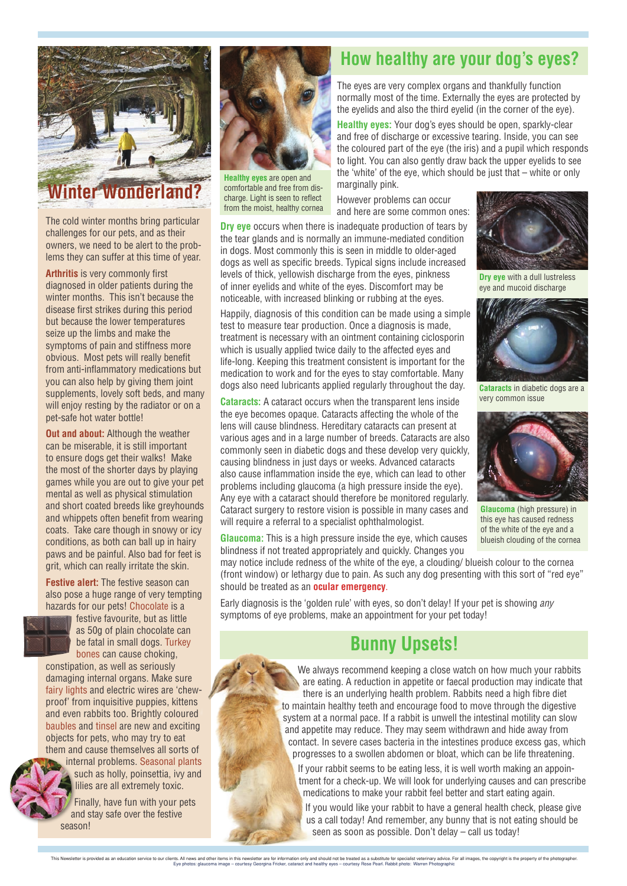## Winter Wonderland?

The cold winter months bring particular challenges for our pets, and as their owners, we need to be alert to the problems they can suffer at this time of year.

**Arthritis** is very commonly first diagnosed in older patients during the winter months. This isn't because the disease first strikes during this period but because the lower temperatures seize up the limbs and make the symptoms of pain and stiffness more obvious. Most pets will really benefit from anti-inflammatory medications but you can also help by giving them joint supplements, lovely soft beds, and many will enjoy resting by the radiator or on a pet-safe hot water bottle!

**Out and about:** Although the weather can be miserable, it is still important to ensure dogs get their walks! Make the most of the shorter days by playing games while you are out to give your pet mental as well as physical stimulation and short coated breeds like greyhounds and whippets often benefit from wearing coats. Take care though in snowy or icy conditions, as both can ball up in hairy paws and be painful. Also bad for feet is grit, which can really irritate the skin.

**Festive alert:** The festive season can also pose a huge range of very tempting hazards for our pets! Chocolate is a festive favourite, but as little as 50g of plain chocolate can be fatal in small dogs. Turkey bones can cause choking, constipation, as well as seriously damaging internal organs. Make sure fairy lights and electric wires are 'chew-proof' from inquisitive puppies, kittens and even rabbits too. Brightly coloured baubles and tinsel are new and exciting objects for pets, who may try to eat them and cause themselves all sorts of internal problems. Seasonal plants such as holly, poinsettia, ivy and lilies are all extremely toxic.

Finally, have fun with your pets and stay safe over the festive season!

## How healthy are your dog's eyes?

**Healthy eyes** are open and comfortable and free from discharge. Light is seen to reflect from the moist, healthy cornea

The eyes are very complex organs and thankfully function normally most of the time. Externally the eyes are protected by the eyelids and also the third eyelid (in the corner of the eye).

**Healthy eyes:** Your dog's eyes should be open, sparkly-clear and free of discharge or excessive tearing. Inside, you can see the coloured part of the eye (the iris) and a pupil which responds to light. You can also gently draw back the upper eyelids to see the 'white' of the eye, which should be just that – white or only marginally pink.

However problems can occur and here are some common ones:

**Dry eye** occurs when there is inadequate production of tears by the tear glands and is normally an immune-mediated condition in dogs. Most commonly this is seen in middle to older-aged dogs as well as specific breeds. Typical signs include increased levels of thick, yellowish discharge from the eyes, pinkness of inner eyelids and white of the eyes. Discomfort may be noticeable, with increased blinking or rubbing at the eyes.

Happily, diagnosis of this condition can be made using a simple test to measure tear production. Once a diagnosis is made, treatment is necessary with an ointment containing ciclosporin which is usually applied twice daily to the affected eyes and life-long. Keeping this treatment consistent is important for the medication to work and for the eyes to stay comfortable. Many dogs also need lubricants applied regularly throughout the day.

**Dry eye** with a dull lustreless eye and mucoid discharge

**Cataracts:** A cataract occurs when the transparent lens inside the eye becomes opaque. Cataracts affecting the whole of the lens will cause blindness. Hereditary cataracts can present at various ages and in a large number of breeds. Cataracts are also commonly seen in diabetic dogs and these develop very quickly, causing blindness in just days or weeks. Advanced cataracts also cause inflammation inside the eye, which can lead to other problems including glaucoma (a high pressure inside the eye). Any eye with a cataract should therefore be monitored regularly. Cataract surgery to restore vision is possible in many cases and will require a referral to a specialist ophthalmologist.

**Cataracts** in diabetic dogs are a very common issue

**Glaucoma:** This is a high pressure inside the eye, which causes blindness if not treated appropriately and quickly. Changes you may notice include redness of the white of the eye, a clouding/ blueish colour to the cornea (front window) or lethargy due to pain. As such any dog presenting with this sort of "red eye" should be treated as an **ocular emergency**.

**Glaucoma** (high pressure) in this eye has caused redness of the white of the eye and a blueish clouding of the cornea

Early diagnosis is the 'golden rule' with eyes, so don't delay! If your pet is showing *any* symptoms of eye problems, make an appointment for your pet today!

## Bunny Upsets!

We always recommend keeping a close watch on how much your rabbits are eating. A reduction in appetite or faecal production may indicate that there is an underlying health problem. Rabbits need a high fibre diet to maintain healthy teeth and encourage food to move through the digestive system at a normal pace. If a rabbit is unwell the intestinal motility can slow and appetite may reduce. They may seem withdrawn and hide away from contact. In severe cases bacteria in the intestines produce excess gas, which progresses to a swollen abdomen or bloat, which can be life threatening.

If your rabbit seems to be eating less, it is well worth making an appointment for a check-up. We will look for underlying causes and can prescribe medications to make your rabbit feel better and start eating again.

If you would like your rabbit to have a general health check, please give us a call today! And remember, any bunny that is not eating should be seen as soon as possible. Don't delay – call us today!

This Newsletter is provided as an education service to our clients. All news and other items in this newsletter are for information only and should not be treated as a substitute for specialist veterinary advice. For all images, the copyright is the property of the photographer. Eye photos: glaucoma image – courtesy Georgina Fricker, cataract and healthy eyes – courtesy Rose Pearl. Rabbit photo: Warren Photographic